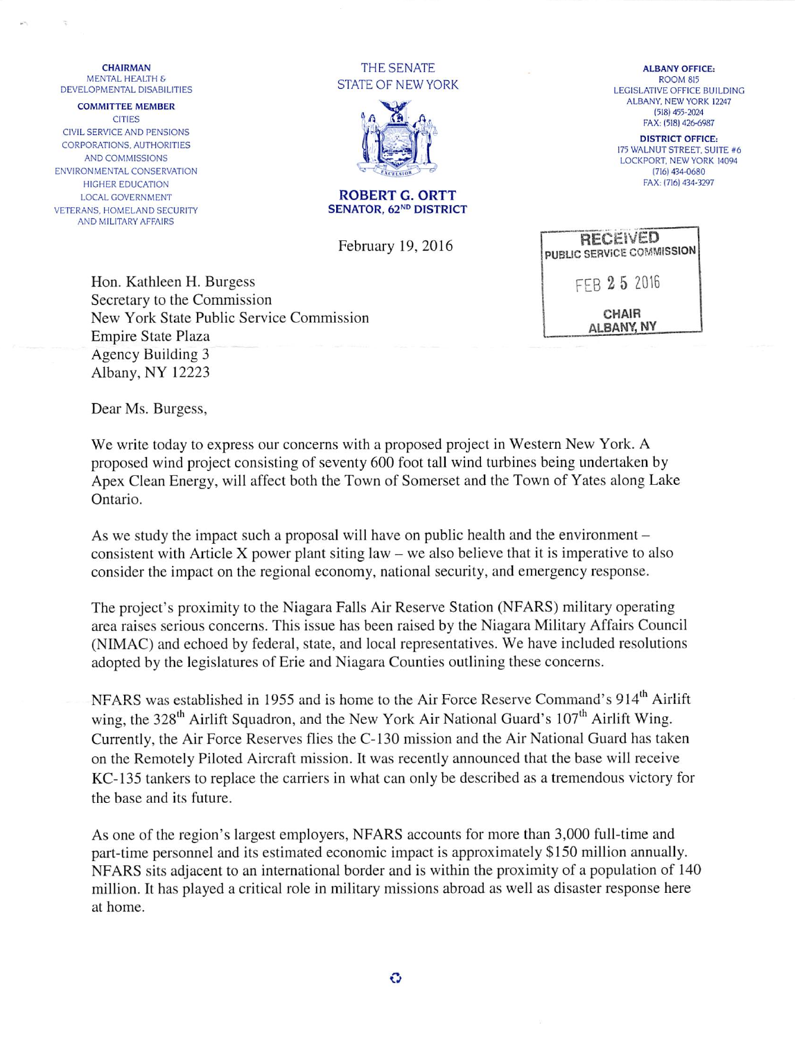**CHAIRMAN**
MENTAL HEALTH & DEVELOPMENTAL DISABILITIES

**COMMITTEE MEMBER**
CITIES
CIVIL SERVICE AND PENSIONS
CORPORATIONS, AUTHORITIES AND COMMISSIONS
ENVIRONMENTAL CONSERVATION
HIGHER EDUCATION
LOCAL GOVERNMENT
VETERANS, HOMELAND SECURITY AND MILITARY AFFAIRS

THE SENATE
STATE OF NEW YORK

**ROBERT G. ORTT**
**SENATOR, 62ND DISTRICT**

**ALBANY OFFICE:**
ROOM 815
LEGISLATIVE OFFICE BUILDING
ALBANY, NEW YORK 12247
(518) 455-2024
FAX: (518) 426-6987

**DISTRICT OFFICE:**
175 WALNUT STREET, SUITE #6
LOCKPORT, NEW YORK 14094
(716) 434-0680
FAX: (716) 434-3297

February 19, 2016

RECEIVED
PUBLIC SERVICE COMMISSION
FEB 25 2016
CHAIR
ALBANY, NY

Hon. Kathleen H. Burgess
Secretary to the Commission
New York State Public Service Commission
Empire State Plaza
Agency Building 3
Albany, NY 12223

Dear Ms. Burgess,

We write today to express our concerns with a proposed project in Western New York. A proposed wind project consisting of seventy 600 foot tall wind turbines being undertaken by Apex Clean Energy, will affect both the Town of Somerset and the Town of Yates along Lake Ontario.

As we study the impact such a proposal will have on public health and the environment – consistent with Article X power plant siting law – we also believe that it is imperative to also consider the impact on the regional economy, national security, and emergency response.

The project's proximity to the Niagara Falls Air Reserve Station (NFARS) military operating area raises serious concerns. This issue has been raised by the Niagara Military Affairs Council (NIMAC) and echoed by federal, state, and local representatives. We have included resolutions adopted by the legislatures of Erie and Niagara Counties outlining these concerns.

NFARS was established in 1955 and is home to the Air Force Reserve Command's 914th Airlift wing, the 328th Airlift Squadron, and the New York Air National Guard's 107th Airlift Wing. Currently, the Air Force Reserves flies the C-130 mission and the Air National Guard has taken on the Remotely Piloted Aircraft mission. It was recently announced that the base will receive KC-135 tankers to replace the carriers in what can only be described as a tremendous victory for the base and its future.

As one of the region's largest employers, NFARS accounts for more than 3,000 full-time and part-time personnel and its estimated economic impact is approximately $150 million annually. NFARS sits adjacent to an international border and is within the proximity of a population of 140 million. It has played a critical role in military missions abroad as well as disaster response here at home.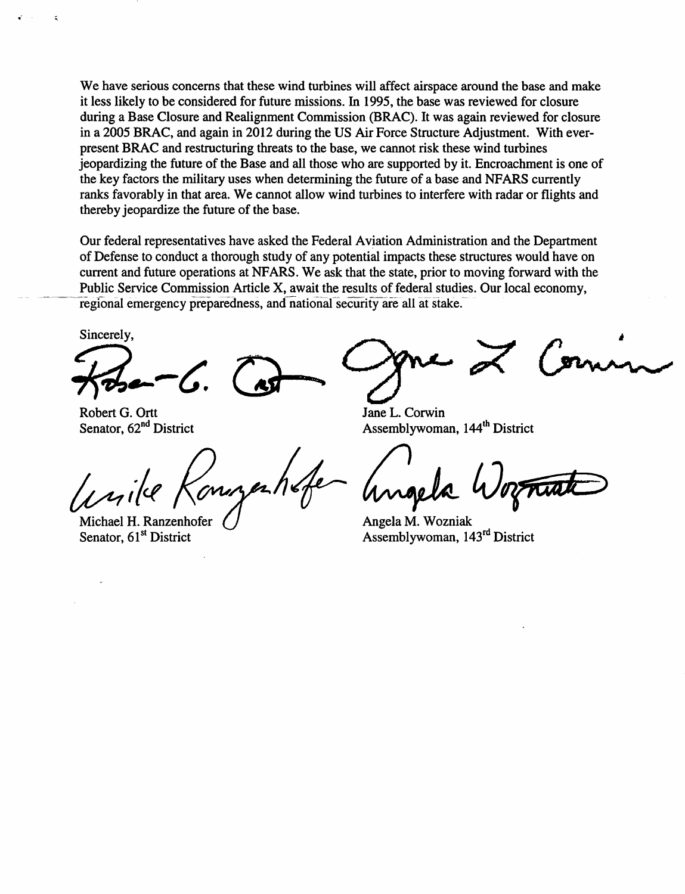We have serious concerns that these wind turbines will affect airspace around the base and make it less likely to be considered for future missions. In 1995, the base was reviewed for closure during a Base Closure and Realignment Commission (BRAC). It was again reviewed for closure in a 2005 BRAC, and again in 2012 during the US Air Force Structure Adjustment. With ever-present BRAC and restructuring threats to the base, we cannot risk these wind turbines jeopardizing the future of the Base and all those who are supported by it. Encroachment is one of the key factors the military uses when determining the future of a base and NFARS currently ranks favorably in that area. We cannot allow wind turbines to interfere with radar or flights and thereby jeopardize the future of the base.

Our federal representatives have asked the Federal Aviation Administration and the Department of Defense to conduct a thorough study of any potential impacts these structures would have on current and future operations at NFARS. We ask that the state, prior to moving forward with the Public Service Commission Article X, await the results of federal studies. Our local economy, regional emergency preparedness, and national security are all at stake.

Sincerely,

Robert G. Ortt
Senator, 62nd District

Jane L. Corwin
Assemblywoman, 144th District

Michael H. Ranzenhofer
Senator, 61st District

Angela M. Wozniak
Assemblywoman, 143rd District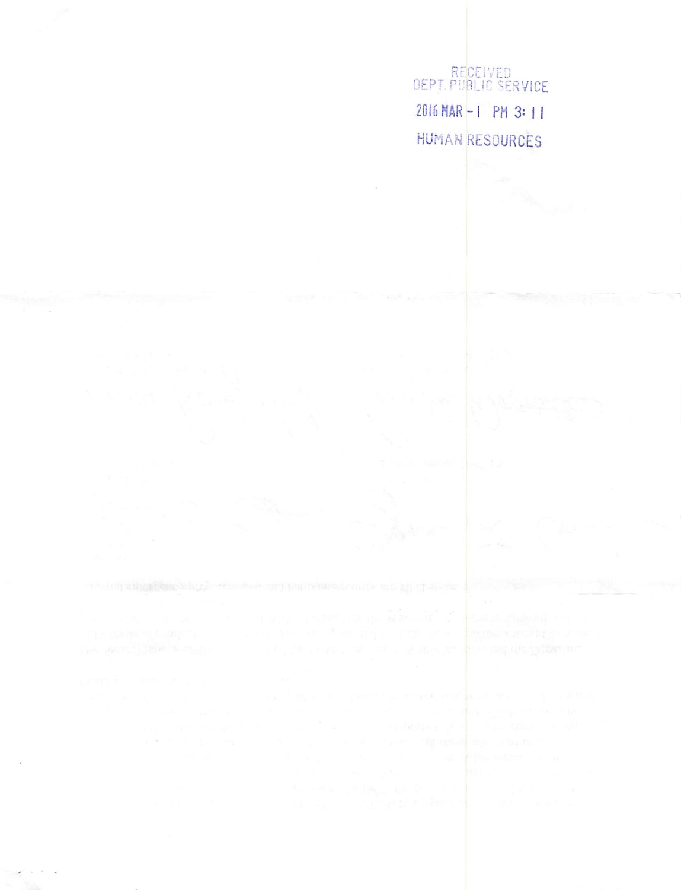RECEIVED
DEPT. PUBLIC SERVICE
2016 MAR - 1 PM 3: 11
HUMAN RESOURCES